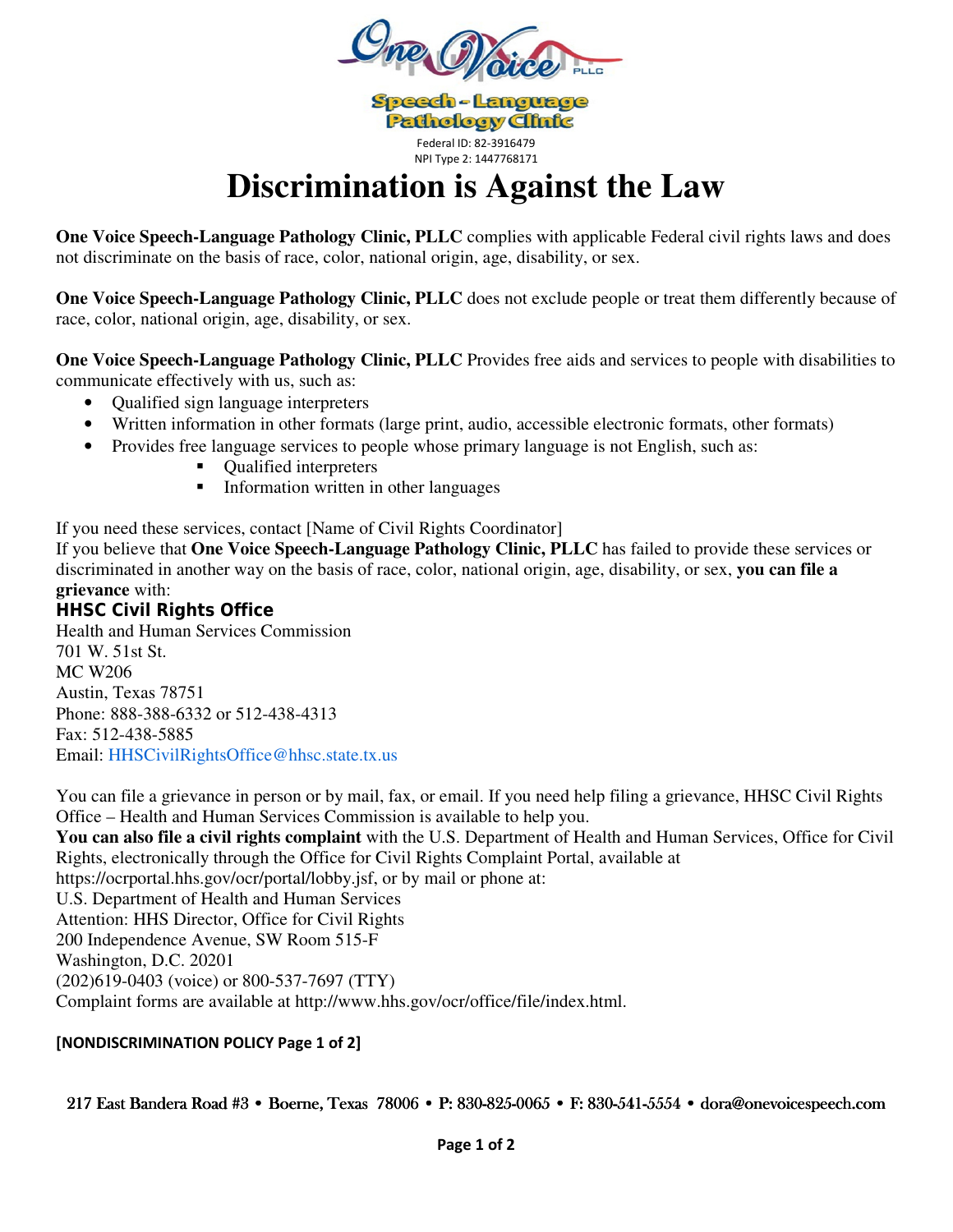One Voice PLLC

Speech - Language Pathology Clinic

Federal ID: 82-3916479
NPI Type 2: 1447768171

# Discrimination is Against the Law

**One Voice Speech-Language Pathology Clinic, PLLC** complies with applicable Federal civil rights laws and does not discriminate on the basis of race, color, national origin, age, disability, or sex.

**One Voice Speech-Language Pathology Clinic, PLLC** does not exclude people or treat them differently because of race, color, national origin, age, disability, or sex.

**One Voice Speech-Language Pathology Clinic, PLLC** Provides free aids and services to people with disabilities to communicate effectively with us, such as:

- Qualified sign language interpreters
- Written information in other formats (large print, audio, accessible electronic formats, other formats)
- Provides free language services to people whose primary language is not English, such as:
  - Qualified interpreters
  - Information written in other languages

If you need these services, contact [Name of Civil Rights Coordinator]
If you believe that **One Voice Speech-Language Pathology Clinic, PLLC** has failed to provide these services or discriminated in another way on the basis of race, color, national origin, age, disability, or sex, **you can file a grievance** with:

**HHSC Civil Rights Office**
Health and Human Services Commission
701 W. 51st St.
MC W206
Austin, Texas 78751
Phone: 888-388-6332 or 512-438-4313
Fax: 512-438-5885
Email: HHSCivilRightsOffice@hhsc.state.tx.us

You can file a grievance in person or by mail, fax, or email. If you need help filing a grievance, HHSC Civil Rights Office – Health and Human Services Commission is available to help you.
**You can also file a civil rights complaint** with the U.S. Department of Health and Human Services, Office for Civil Rights, electronically through the Office for Civil Rights Complaint Portal, available at https://ocrportal.hhs.gov/ocr/portal/lobby.jsf, or by mail or phone at:
U.S. Department of Health and Human Services
Attention: HHS Director, Office for Civil Rights
200 Independence Avenue, SW Room 515-F
Washington, D.C. 20201
(202)619-0403 (voice) or 800-537-7697 (TTY)
Complaint forms are available at http://www.hhs.gov/ocr/office/file/index.html.

**[NONDISCRIMINATION POLICY Page 1 of 2]**

217 East Bandera Road #3 • Boerne, Texas 78006 • P: 830-825-0065 • F: 830-541-5554 • dora@onevoicespeech.com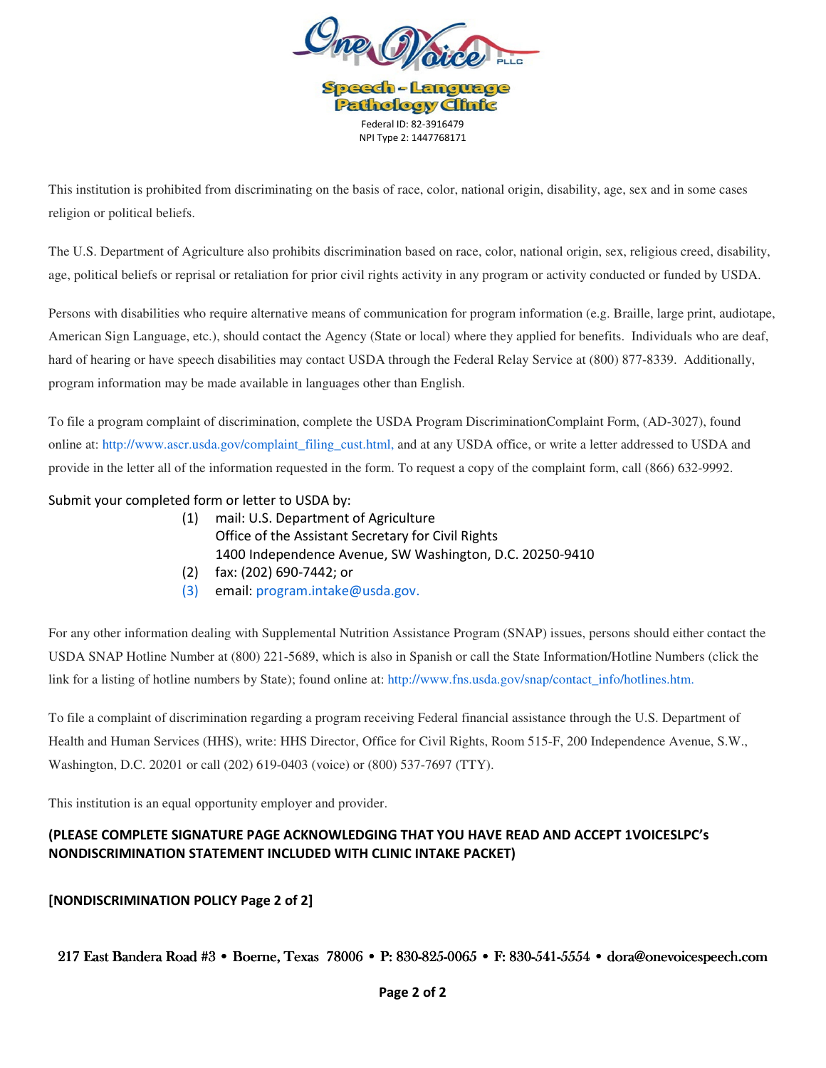Federal ID: 82-3916479
NPI Type 2: 1447768171

This institution is prohibited from discriminating on the basis of race, color, national origin, disability, age, sex and in some cases religion or political beliefs.

The U.S. Department of Agriculture also prohibits discrimination based on race, color, national origin, sex, religious creed, disability, age, political beliefs or reprisal or retaliation for prior civil rights activity in any program or activity conducted or funded by USDA.

Persons with disabilities who require alternative means of communication for program information (e.g. Braille, large print, audiotape, American Sign Language, etc.), should contact the Agency (State or local) where they applied for benefits. Individuals who are deaf, hard of hearing or have speech disabilities may contact USDA through the Federal Relay Service at (800) 877-8339. Additionally, program information may be made available in languages other than English.

To file a program complaint of discrimination, complete the USDA Program DiscriminationComplaint Form, (AD-3027), found online at: http://www.ascr.usda.gov/complaint_filing_cust.html, and at any USDA office, or write a letter addressed to USDA and provide in the letter all of the information requested in the form. To request a copy of the complaint form, call (866) 632-9992.

Submit your completed form or letter to USDA by:

(1) mail: U.S. Department of Agriculture
Office of the Assistant Secretary for Civil Rights
1400 Independence Avenue, SW Washington, D.C. 20250-9410
(2) fax: (202) 690-7442; or
(3) email: program.intake@usda.gov.

For any other information dealing with Supplemental Nutrition Assistance Program (SNAP) issues, persons should either contact the USDA SNAP Hotline Number at (800) 221-5689, which is also in Spanish or call the State Information/Hotline Numbers (click the link for a listing of hotline numbers by State); found online at: http://www.fns.usda.gov/snap/contact_info/hotlines.htm.

To file a complaint of discrimination regarding a program receiving Federal financial assistance through the U.S. Department of Health and Human Services (HHS), write: HHS Director, Office for Civil Rights, Room 515-F, 200 Independence Avenue, S.W., Washington, D.C. 20201 or call (202) 619-0403 (voice) or (800) 537-7697 (TTY).

This institution is an equal opportunity employer and provider.

**(PLEASE COMPLETE SIGNATURE PAGE ACKNOWLEDGING THAT YOU HAVE READ AND ACCEPT 1VOICESLPC's NONDISCRIMINATION STATEMENT INCLUDED WITH CLINIC INTAKE PACKET)**

**[NONDISCRIMINATION POLICY Page 2 of 2]**

217 East Bandera Road #3 • Boerne, Texas 78006 • P: 830-825-0065 • F: 830-541-5554 • dora@onevoicespeech.com